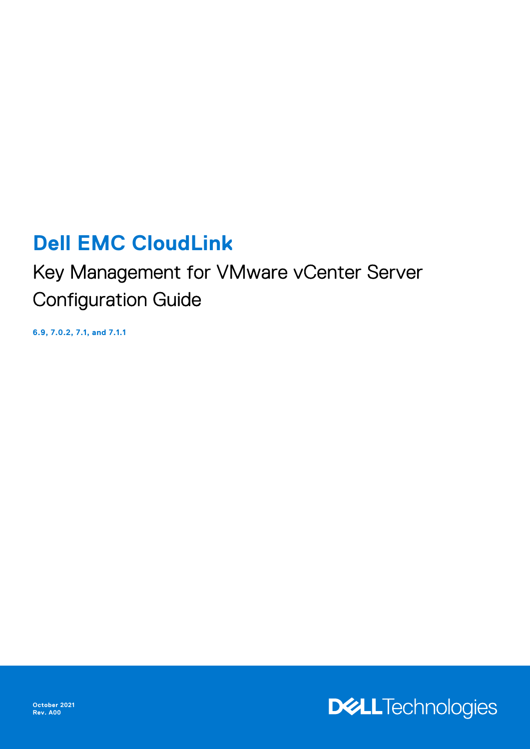# Dell EMC CloudLink

## Key Management for VMware vCenter Server Configuration Guide

**6.9, 7.0.2, 7.1, and 7.1.1**

**October 2021**
**Rev. A00**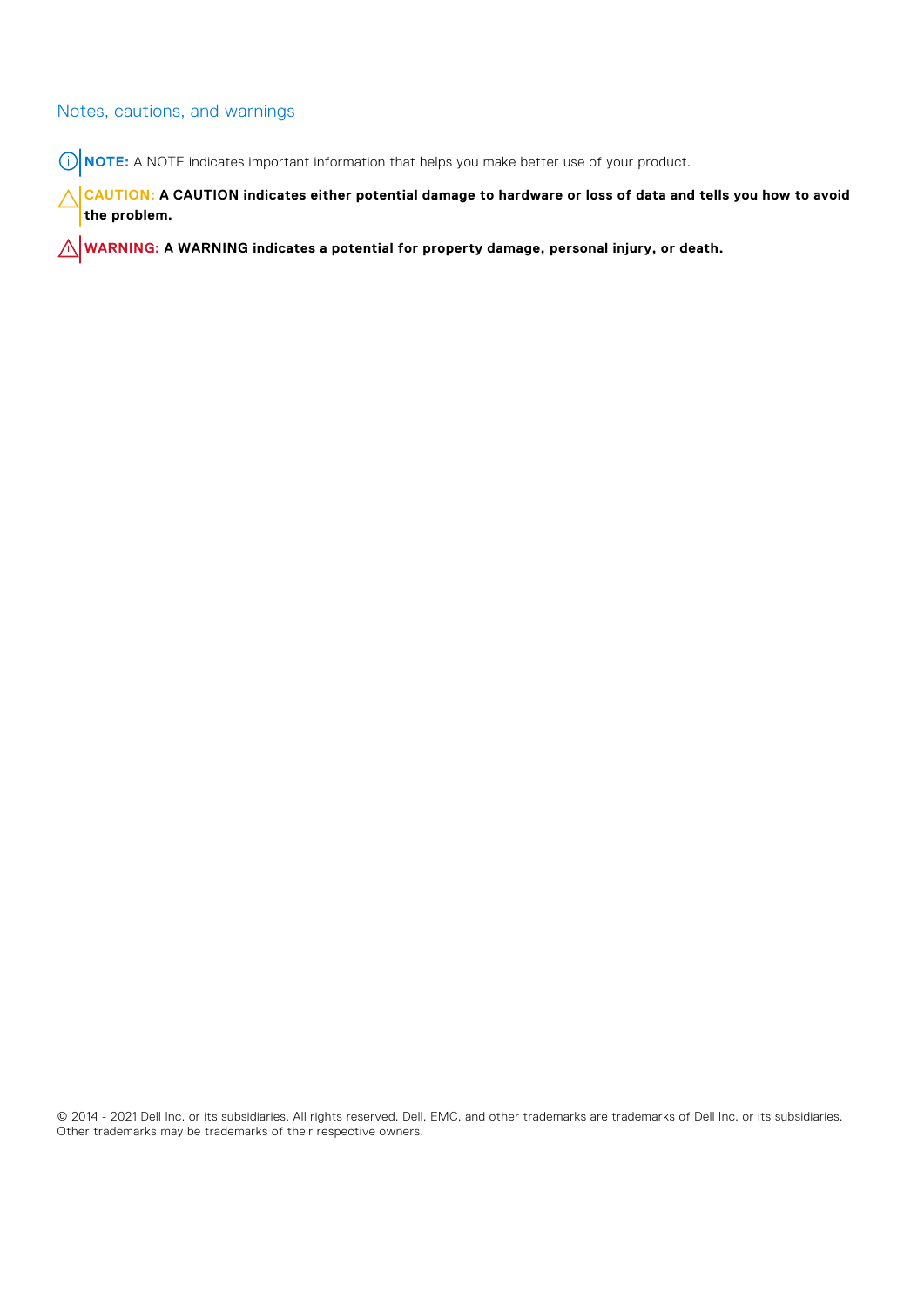## Notes, cautions, and warnings

**NOTE:** A NOTE indicates important information that helps you make better use of your product.

**CAUTION: A CAUTION indicates either potential damage to hardware or loss of data and tells you how to avoid the problem.**

**WARNING: A WARNING indicates a potential for property damage, personal injury, or death.**

© 2014 - 2021 Dell Inc. or its subsidiaries. All rights reserved. Dell, EMC, and other trademarks are trademarks of Dell Inc. or its subsidiaries. Other trademarks may be trademarks of their respective owners.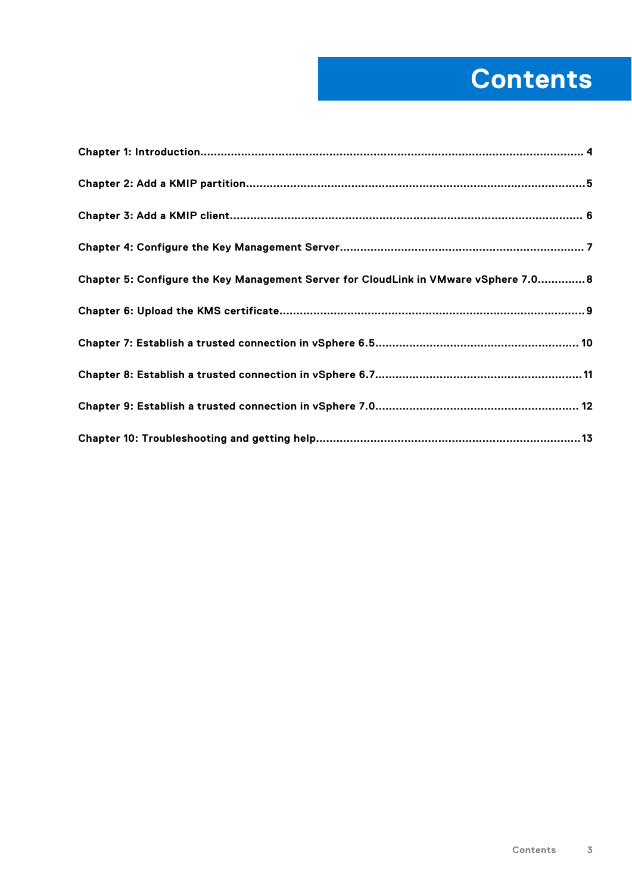# Contents

**Chapter 1: Introduction................................................................................................................ 4**

**Chapter 2: Add a KMIP partition..................................................................................................5**

**Chapter 3: Add a KMIP client....................................................................................................... 6**

**Chapter 4: Configure the Key Management Server........................................................................ 7**

**Chapter 5: Configure the Key Management Server for CloudLink in VMware vSphere 7.0.............8**

**Chapter 6: Upload the KMS certificate.........................................................................................9**

**Chapter 7: Establish a trusted connection in vSphere 6.5........................................................... 10**

**Chapter 8: Establish a trusted connection in vSphere 6.7.............................................................11**

**Chapter 9: Establish a trusted connection in vSphere 7.0............................................................ 12**

**Chapter 10: Troubleshooting and getting help..............................................................................13**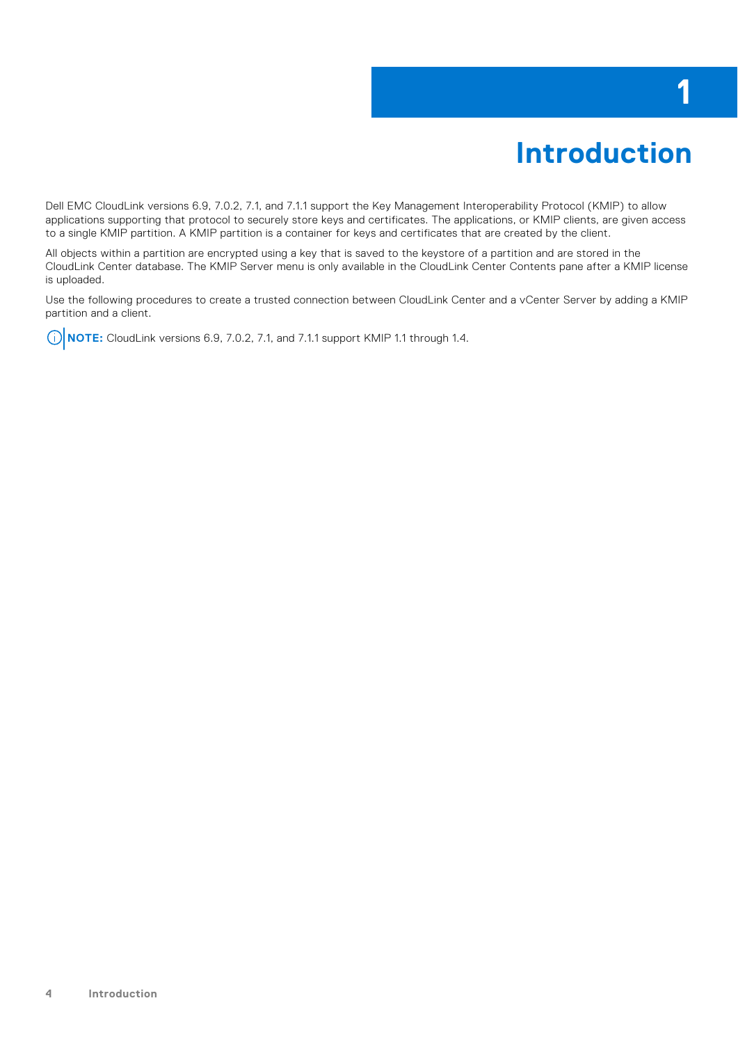# 1 Introduction

Dell EMC CloudLink versions 6.9, 7.0.2, 7.1, and 7.1.1 support the Key Management Interoperability Protocol (KMIP) to allow applications supporting that protocol to securely store keys and certificates. The applications, or KMIP clients, are given access to a single KMIP partition. A KMIP partition is a container for keys and certificates that are created by the client.

All objects within a partition are encrypted using a key that is saved to the keystore of a partition and are stored in the CloudLink Center database. The KMIP Server menu is only available in the CloudLink Center Contents pane after a KMIP license is uploaded.

Use the following procedures to create a trusted connection between CloudLink Center and a vCenter Server by adding a KMIP partition and a client.

**NOTE:** CloudLink versions 6.9, 7.0.2, 7.1, and 7.1.1 support KMIP 1.1 through 1.4.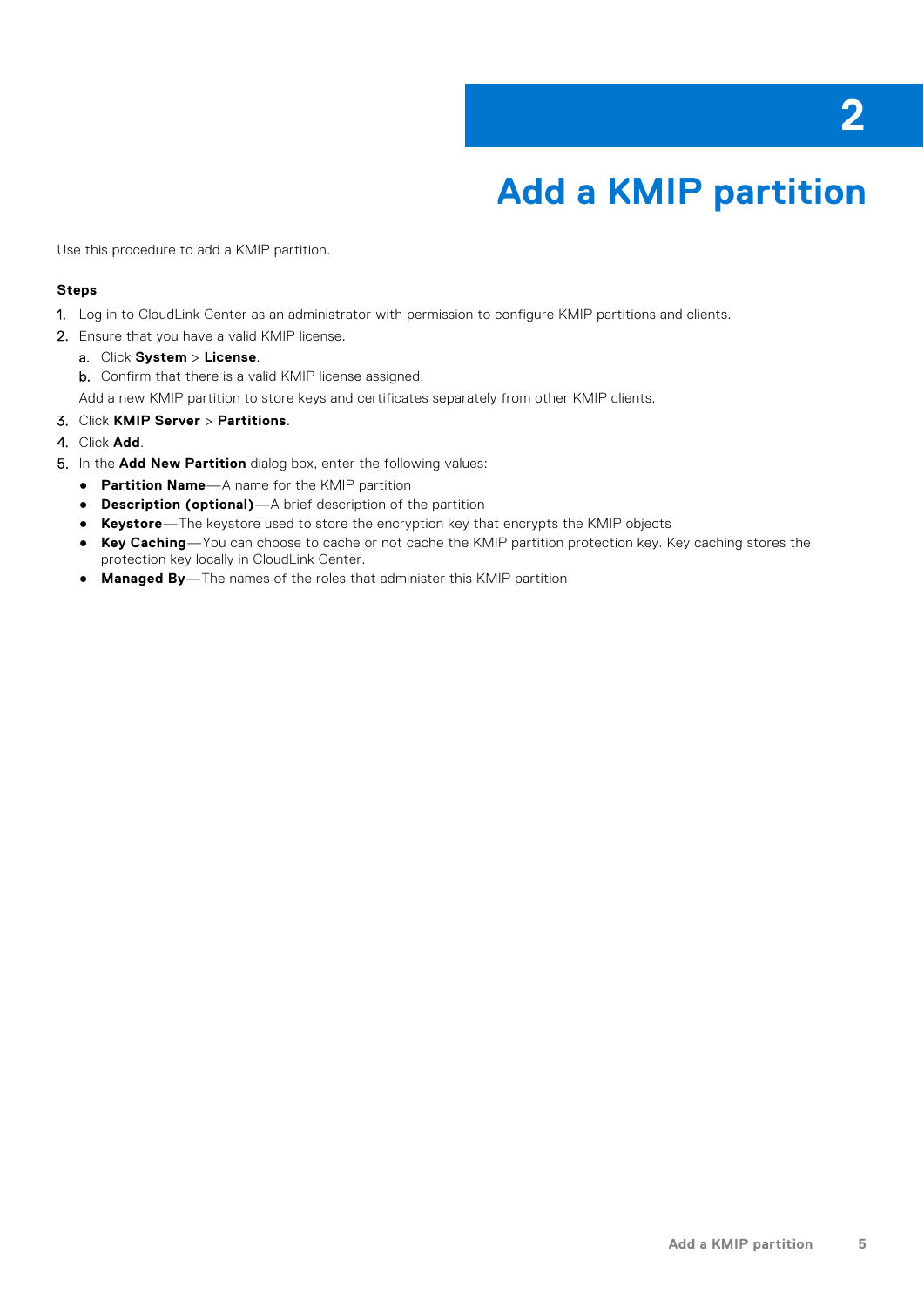# 2 Add a KMIP partition

Use this procedure to add a KMIP partition.

**Steps**

1. Log in to CloudLink Center as an administrator with permission to configure KMIP partitions and clients.
2. Ensure that you have a valid KMIP license.
   a. Click **System** > **License**.
   b. Confirm that there is a valid KMIP license assigned.

   Add a new KMIP partition to store keys and certificates separately from other KMIP clients.
3. Click **KMIP Server** > **Partitions**.
4. Click **Add**.
5. In the **Add New Partition** dialog box, enter the following values:
   - **Partition Name**—A name for the KMIP partition
   - **Description (optional)**—A brief description of the partition
   - **Keystore**—The keystore used to store the encryption key that encrypts the KMIP objects
   - **Key Caching**—You can choose to cache or not cache the KMIP partition protection key. Key caching stores the protection key locally in CloudLink Center.
   - **Managed By**—The names of the roles that administer this KMIP partition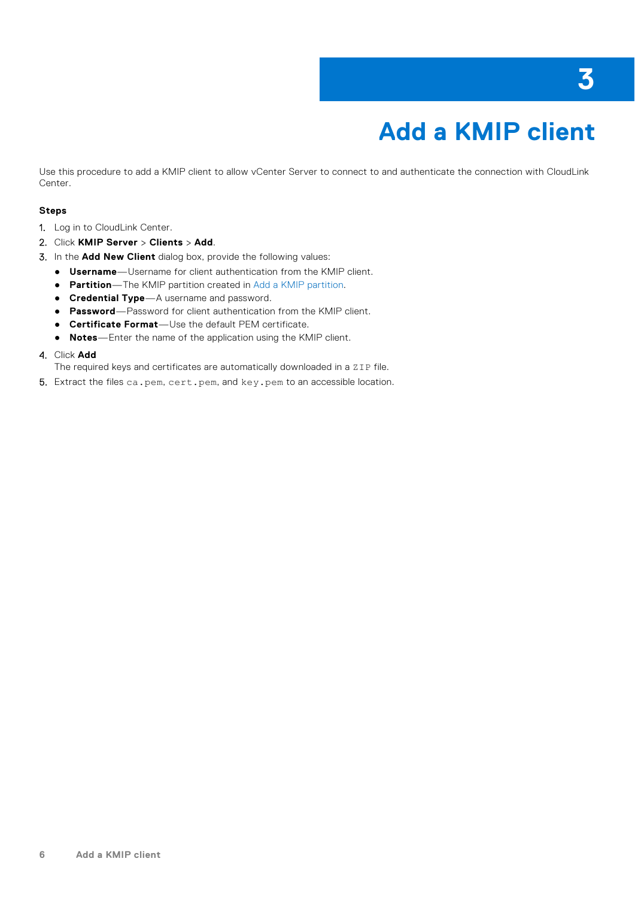# 3 Add a KMIP client

Use this procedure to add a KMIP client to allow vCenter Server to connect to and authenticate the connection with CloudLink Center.

### Steps

1. Log in to CloudLink Center.
2. Click **KMIP Server** > **Clients** > **Add**.
3. In the **Add New Client** dialog box, provide the following values:
   - **Username**—Username for client authentication from the KMIP client.
   - **Partition**—The KMIP partition created in Add a KMIP partition.
   - **Credential Type**—A username and password.
   - **Password**—Password for client authentication from the KMIP client.
   - **Certificate Format**—Use the default PEM certificate.
   - **Notes**—Enter the name of the application using the KMIP client.
4. Click **Add**
   The required keys and certificates are automatically downloaded in a `ZIP` file.
5. Extract the files `ca.pem`, `cert.pem`, and `key.pem` to an accessible location.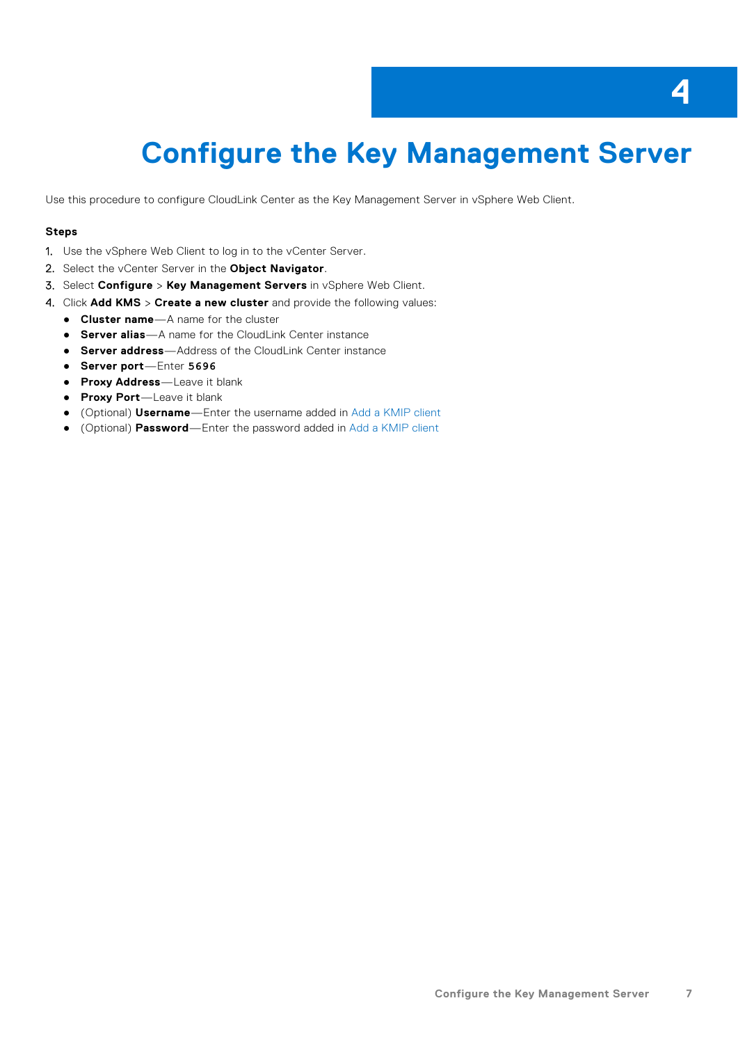# 4 Configure the Key Management Server

Use this procedure to configure CloudLink Center as the Key Management Server in vSphere Web Client.

**Steps**

1. Use the vSphere Web Client to log in to the vCenter Server.
2. Select the vCenter Server in the **Object Navigator**.
3. Select **Configure** > **Key Management Servers** in vSphere Web Client.
4. Click **Add KMS** > **Create a new cluster** and provide the following values:
   - **Cluster name**—A name for the cluster
   - **Server alias**—A name for the CloudLink Center instance
   - **Server address**—Address of the CloudLink Center instance
   - **Server port**—Enter `5696`
   - **Proxy Address**—Leave it blank
   - **Proxy Port**—Leave it blank
   - (Optional) **Username**—Enter the username added in Add a KMIP client
   - (Optional) **Password**—Enter the password added in Add a KMIP client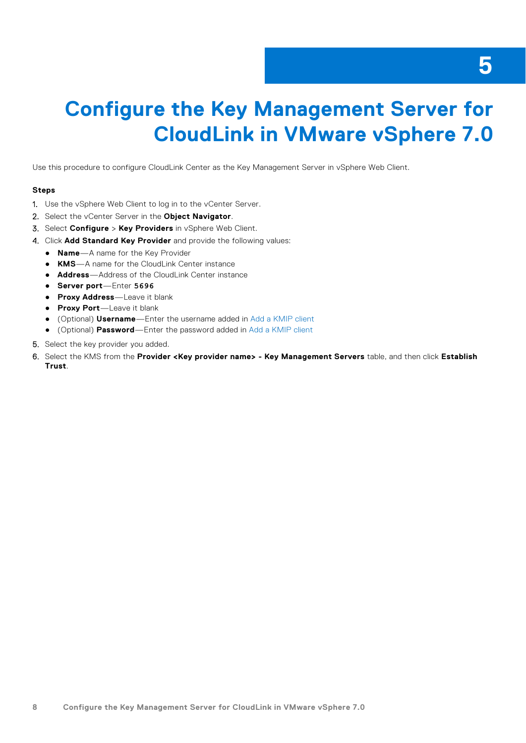# 5 Configure the Key Management Server for CloudLink in VMware vSphere 7.0

Use this procedure to configure CloudLink Center as the Key Management Server in vSphere Web Client.

**Steps**

1. Use the vSphere Web Client to log in to the vCenter Server.
2. Select the vCenter Server in the **Object Navigator**.
3. Select **Configure** > **Key Providers** in vSphere Web Client.
4. Click **Add Standard Key Provider** and provide the following values:
   - **Name**—A name for the Key Provider
   - **KMS**—A name for the CloudLink Center instance
   - **Address**—Address of the CloudLink Center instance
   - **Server port**—Enter `5696`
   - **Proxy Address**—Leave it blank
   - **Proxy Port**—Leave it blank
   - (Optional) **Username**—Enter the username added in Add a KMIP client
   - (Optional) **Password**—Enter the password added in Add a KMIP client
5. Select the key provider you added.
6. Select the KMS from the **Provider <Key provider name> - Key Management Servers** table, and then click **Establish Trust**.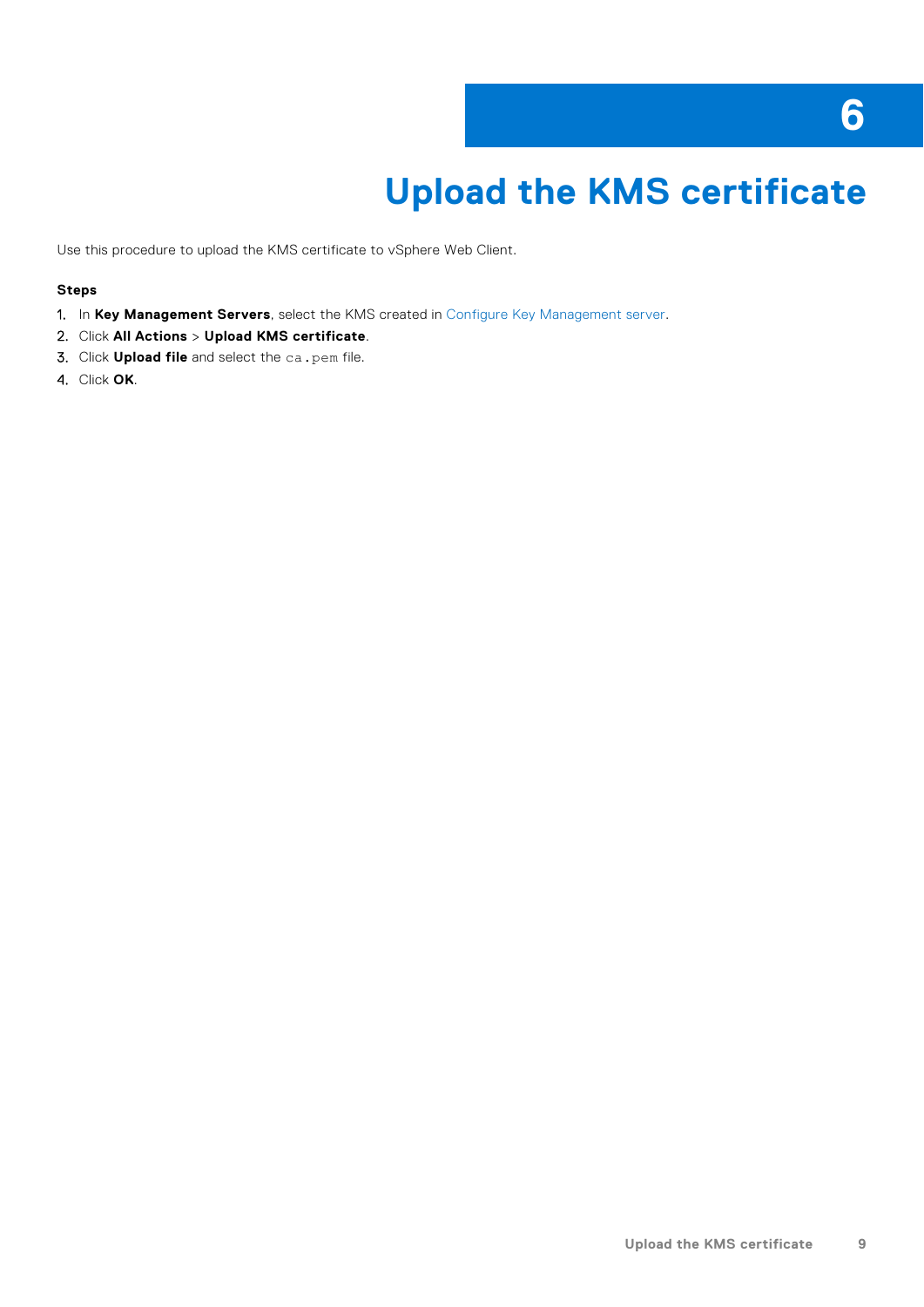# 6 Upload the KMS certificate

Use this procedure to upload the KMS certificate to vSphere Web Client.

**Steps**

1. In **Key Management Servers**, select the KMS created in Configure Key Management server.
2. Click **All Actions** > **Upload KMS certificate**.
3. Click **Upload file** and select the `ca.pem` file.
4. Click **OK**.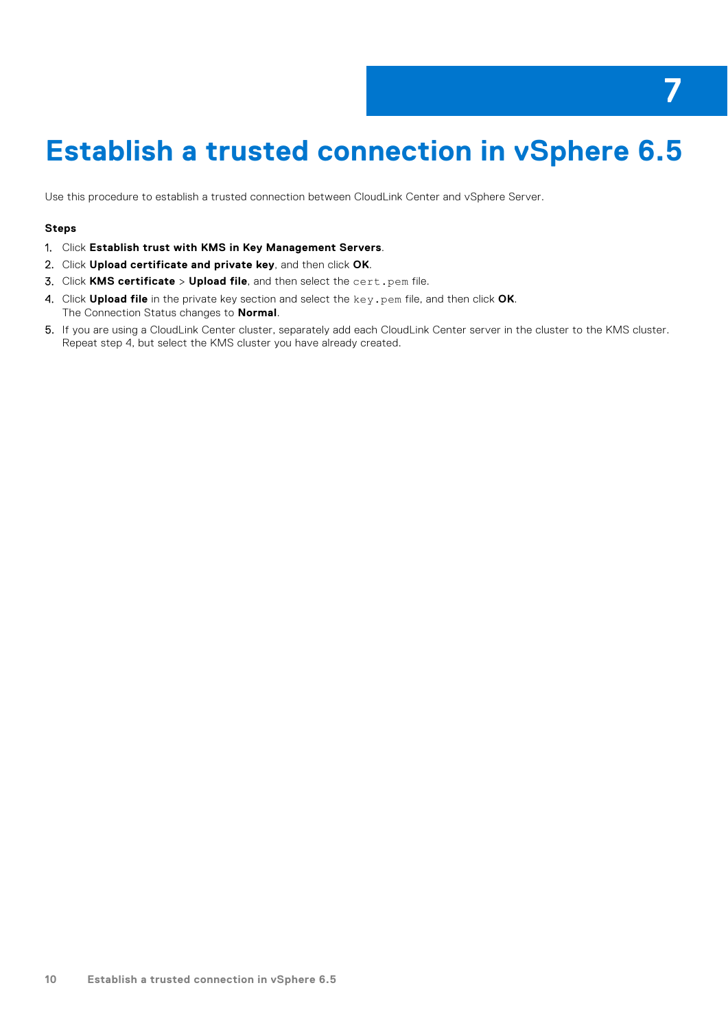# 7 Establish a trusted connection in vSphere 6.5

Use this procedure to establish a trusted connection between CloudLink Center and vSphere Server.

### Steps

1. Click **Establish trust with KMS in Key Management Servers**.
2. Click **Upload certificate and private key**, and then click **OK**.
3. Click **KMS certificate** > **Upload file**, and then select the `cert.pem` file.
4. Click **Upload file** in the private key section and select the `key.pem` file, and then click **OK**.
   The Connection Status changes to **Normal**.
5. If you are using a CloudLink Center cluster, separately add each CloudLink Center server in the cluster to the KMS cluster. Repeat step 4, but select the KMS cluster you have already created.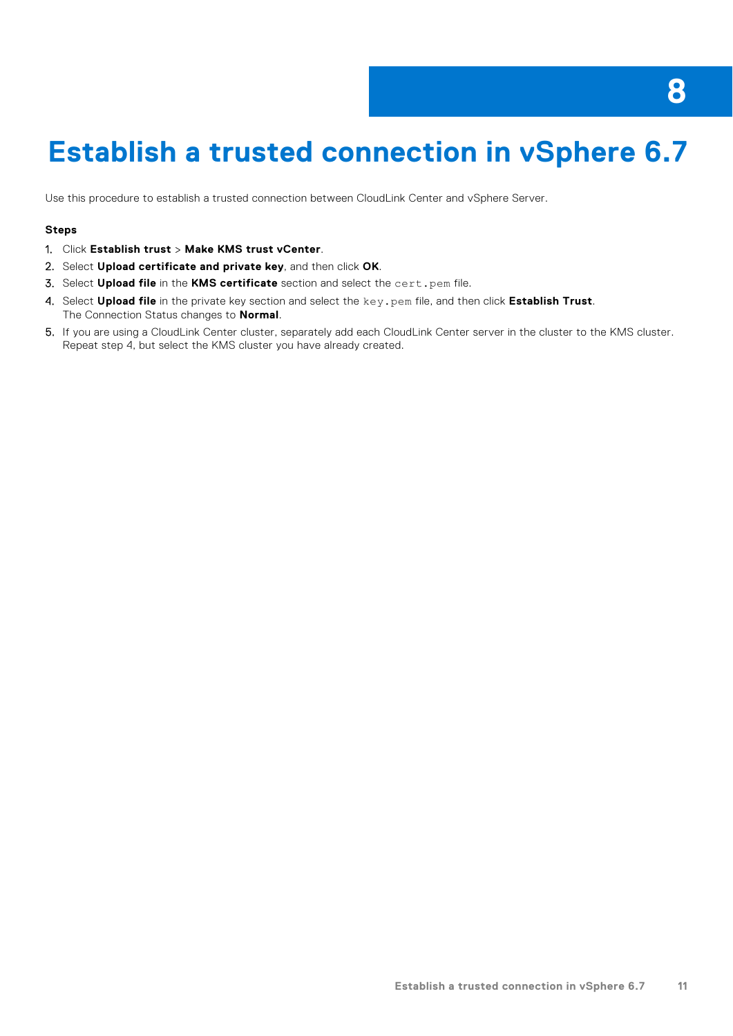# 8 Establish a trusted connection in vSphere 6.7

Use this procedure to establish a trusted connection between CloudLink Center and vSphere Server.

### Steps

1. Click **Establish trust** > **Make KMS trust vCenter**.
2. Select **Upload certificate and private key**, and then click **OK**.
3. Select **Upload file** in the **KMS certificate** section and select the `cert.pem` file.
4. Select **Upload file** in the private key section and select the `key.pem` file, and then click **Establish Trust**.
   The Connection Status changes to **Normal**.
5. If you are using a CloudLink Center cluster, separately add each CloudLink Center server in the cluster to the KMS cluster. Repeat step 4, but select the KMS cluster you have already created.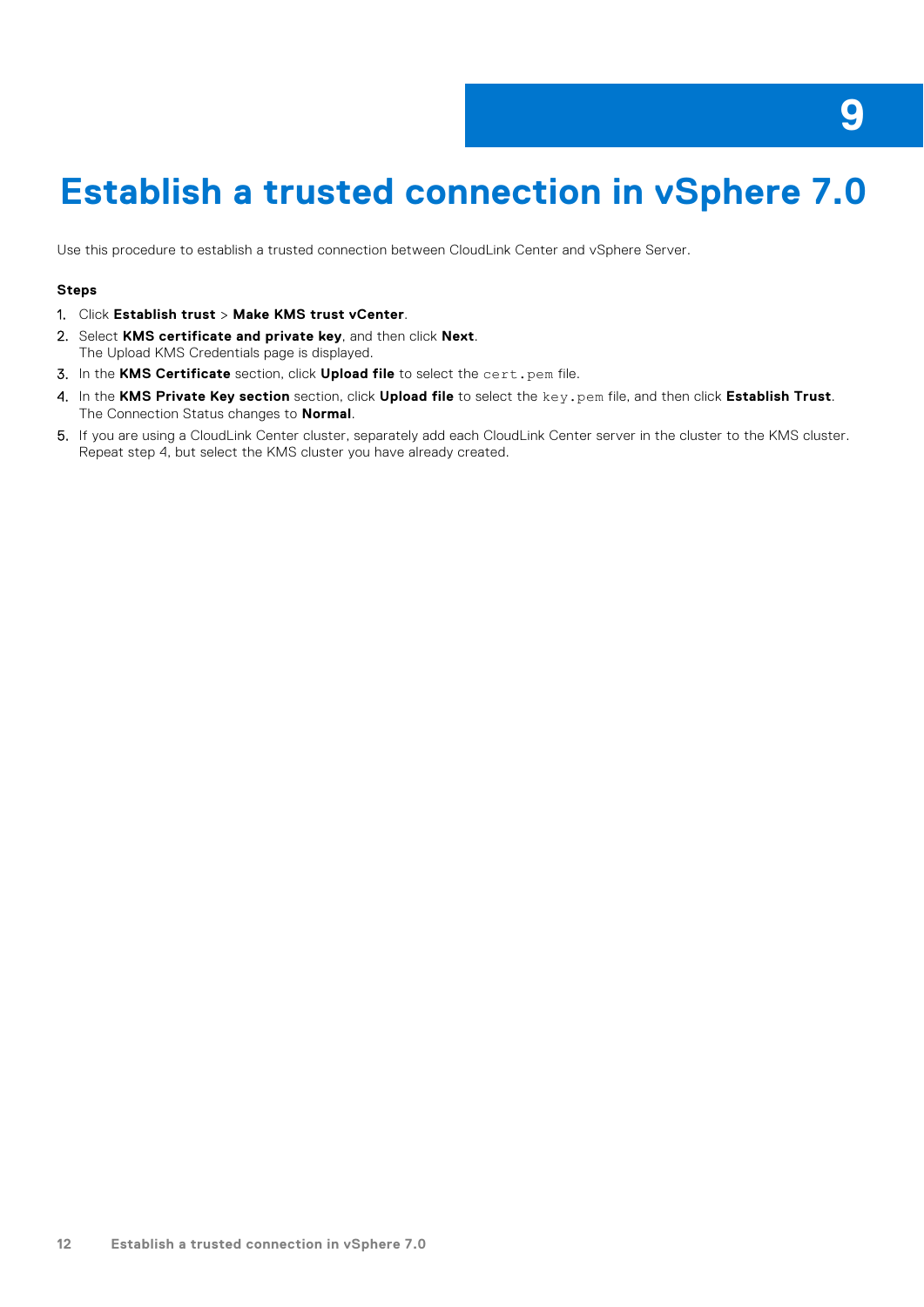# 9 Establish a trusted connection in vSphere 7.0

Use this procedure to establish a trusted connection between CloudLink Center and vSphere Server.

### Steps

1. Click **Establish trust** > **Make KMS trust vCenter**.
2. Select **KMS certificate and private key**, and then click **Next**.
   The Upload KMS Credentials page is displayed.
3. In the **KMS Certificate** section, click **Upload file** to select the `cert.pem` file.
4. In the **KMS Private Key section** section, click **Upload file** to select the `key.pem` file, and then click **Establish Trust**.
   The Connection Status changes to **Normal**.
5. If you are using a CloudLink Center cluster, separately add each CloudLink Center server in the cluster to the KMS cluster. Repeat step 4, but select the KMS cluster you have already created.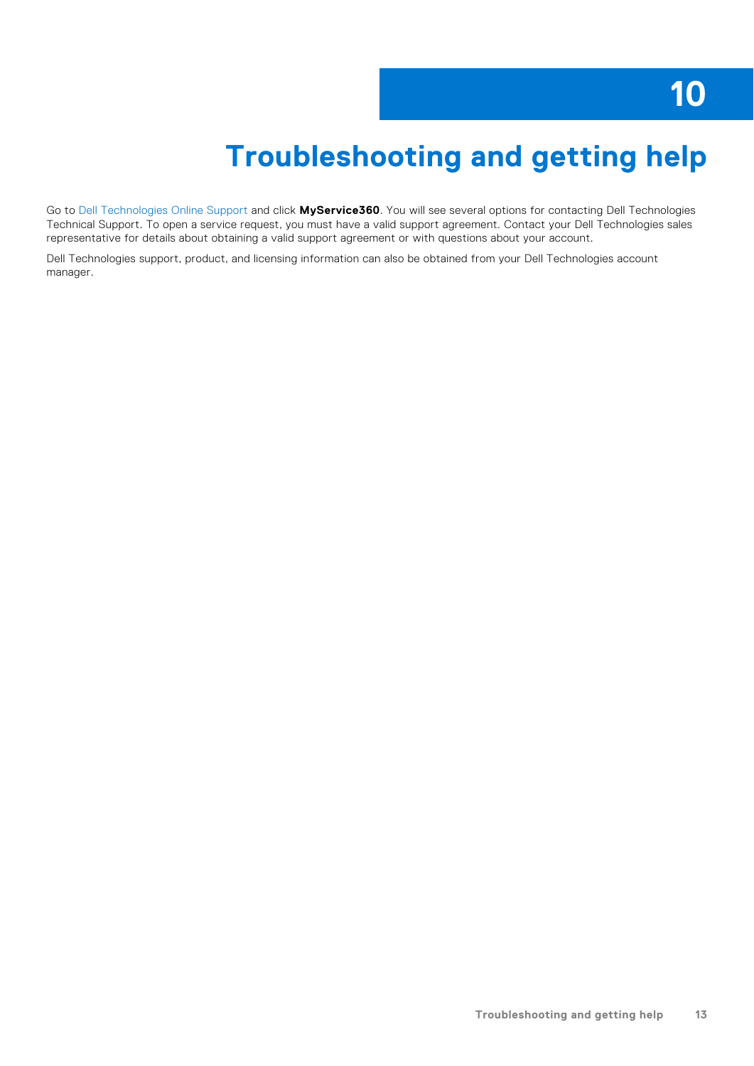# 10 Troubleshooting and getting help

Go to Dell Technologies Online Support and click **MyService360**. You will see several options for contacting Dell Technologies Technical Support. To open a service request, you must have a valid support agreement. Contact your Dell Technologies sales representative for details about obtaining a valid support agreement or with questions about your account.

Dell Technologies support, product, and licensing information can also be obtained from your Dell Technologies account manager.